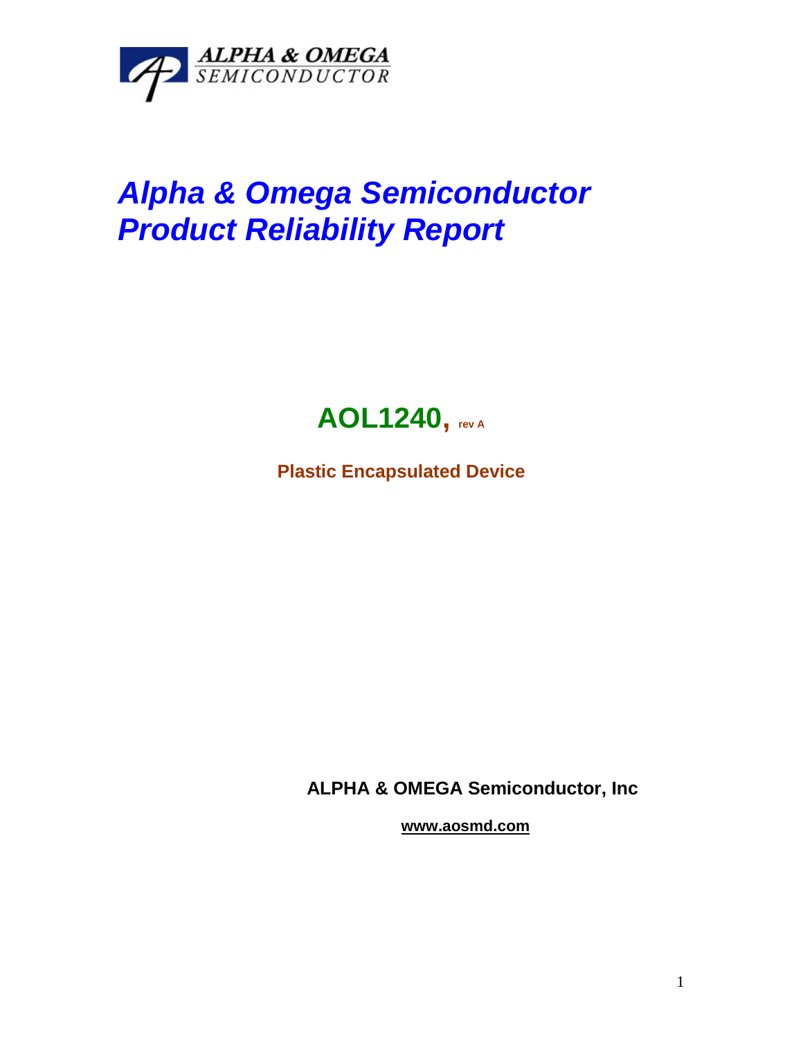ALPHA & OMEGA SEMICONDUCTOR

# *Alpha & Omega Semiconductor Product Reliability Report*

## AOL1240, rev A

**Plastic Encapsulated Device**

**ALPHA & OMEGA Semiconductor, Inc**

**www.aosmd.com**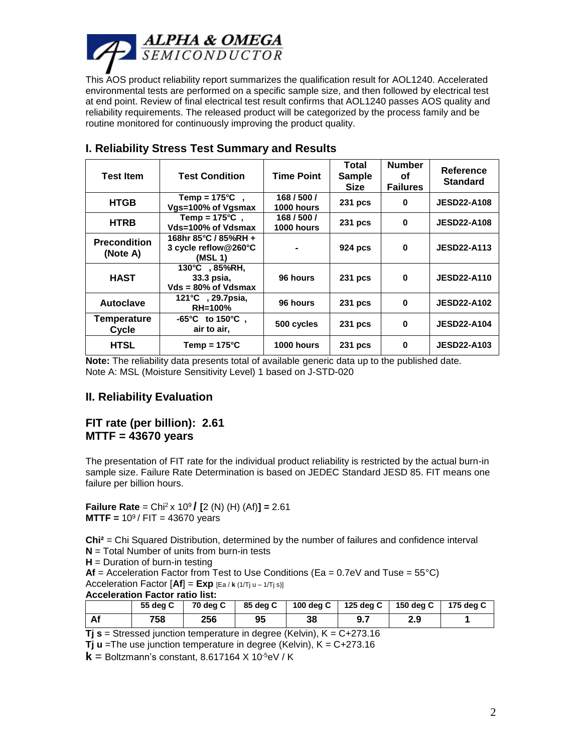**ALPHA & OMEGA**
*SEMICONDUCTOR*

This AOS product reliability report summarizes the qualification result for AOL1240. Accelerated environmental tests are performed on a specific sample size, and then followed by electrical test at end point. Review of final electrical test result confirms that AOL1240 passes AOS quality and reliability requirements. The released product will be categorized by the process family and be routine monitored for continuously improving the product quality.

## I. Reliability Stress Test Summary and Results

| Test Item | Test Condition | Time Point | Total Sample Size | Number of Failures | Reference Standard |
|---|---|---|---|---|---|
| HTGB | Temp = 175°C , Vgs=100% of Vgsmax | 168 / 500 / 1000 hours | 231 pcs | 0 | JESD22-A108 |
| HTRB | Temp = 175°C , Vds=100% of Vdsmax | 168 / 500 / 1000 hours | 231 pcs | 0 | JESD22-A108 |
| Precondition (Note A) | 168hr 85°C / 85%RH + 3 cycle reflow@260°C (MSL 1) | - | 924 pcs | 0 | JESD22-A113 |
| HAST | 130°C , 85%RH, 33.3 psia, Vds = 80% of Vdsmax | 96 hours | 231 pcs | 0 | JESD22-A110 |
| Autoclave | 121°C , 29.7psia, RH=100% | 96 hours | 231 pcs | 0 | JESD22-A102 |
| Temperature Cycle | -65°C to 150°C , air to air, | 500 cycles | 231 pcs | 0 | JESD22-A104 |
| HTSL | Temp = 175°C | 1000 hours | 231 pcs | 0 | JESD22-A103 |

**Note:** The reliability data presents total of available generic data up to the published date.
Note A: MSL (Moisture Sensitivity Level) 1 based on J-STD-020

## II. Reliability Evaluation

### FIT rate (per billion): 2.61
### MTTF = 43670 years

The presentation of FIT rate for the individual product reliability is restricted by the actual burn-in sample size. Failure Rate Determination is based on JEDEC Standard JESD 85. FIT means one failure per billion hours.

**Failure Rate** = $\text{Chi}^2 \times 10^9$ **/ [**2 (N) (H) (Af)**] =** 2.61
**MTTF =** $10^9$ / FIT = 43670 years

**Chi²** = Chi Squared Distribution, determined by the number of failures and confidence interval
**N** = Total Number of units from burn-in tests
**H** = Duration of burn-in testing
**Af** = Acceleration Factor from Test to Use Conditions (Ea = 0.7eV and Tuse = 55°C)
Acceleration Factor [**Af**] = **Exp** $[Ea / k (1/Tj\ u - 1/Tj\ s)]$

**Acceleration Factor ratio list:**

| | 55 deg C | 70 deg C | 85 deg C | 100 deg C | 125 deg C | 150 deg C | 175 deg C |
|---|---|---|---|---|---|---|---|
| Af | 758 | 256 | 95 | 38 | 9.7 | 2.9 | 1 |

**Tj s** = Stressed junction temperature in degree (Kelvin), K = C+273.16
**Tj u** =The use junction temperature in degree (Kelvin), K = C+273.16
**k** = Boltzmann's constant, $8.617164 \times 10^{-5}$eV / K